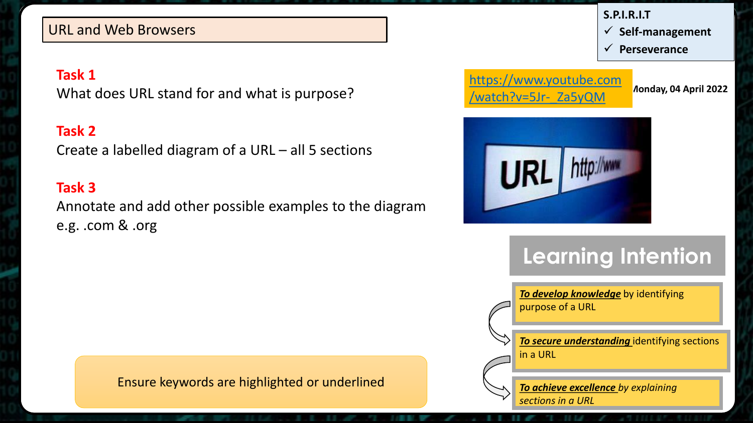# URL and Web Browsers

**S.P.I.R.I.T**
- ✓ Self-management
- ✓ Perseverance

https://www.youtube.com/watch?v=5Jr-_Za5yQM

Monday, 04 April 2022

## Task 1

What does URL stand for and what is purpose?

## Task 2

Create a labelled diagram of a URL – all 5 sections

## Task 3

Annotate and add other possible examples to the diagram e.g. .com & .org

URL http://www

Ensure keywords are highlighted or underlined

## Learning Intention

***To develop knowledge*** by identifying purpose of a URL

***To secure understanding*** identifying sections in a URL

***To achieve excellence** by explaining sections in a URL*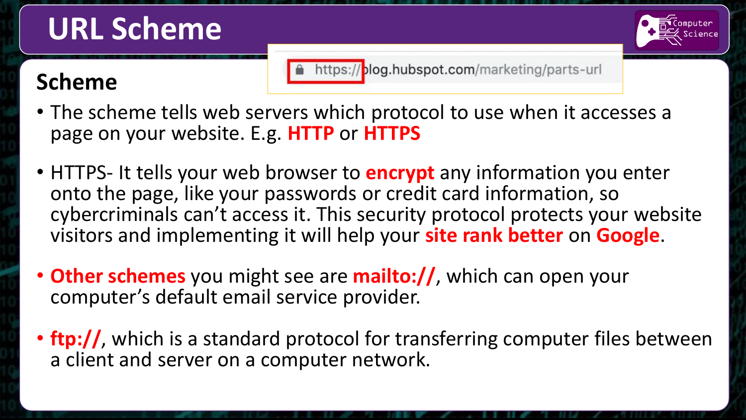# URL Scheme

https://blog.hubspot.com/marketing/parts-url

## Scheme

- The scheme tells web servers which protocol to use when it accesses a page on your website. E.g. **HTTP** or **HTTPS**
- HTTPS- It tells your web browser to **encrypt** any information you enter onto the page, like your passwords or credit card information, so cybercriminals can't access it. This security protocol protects your website visitors and implementing it will help your **site rank better** on **Google**.
- **Other schemes** you might see are **mailto://**, which can open your computer's default email service provider.
- **ftp://**, which is a standard protocol for transferring computer files between a client and server on a computer network.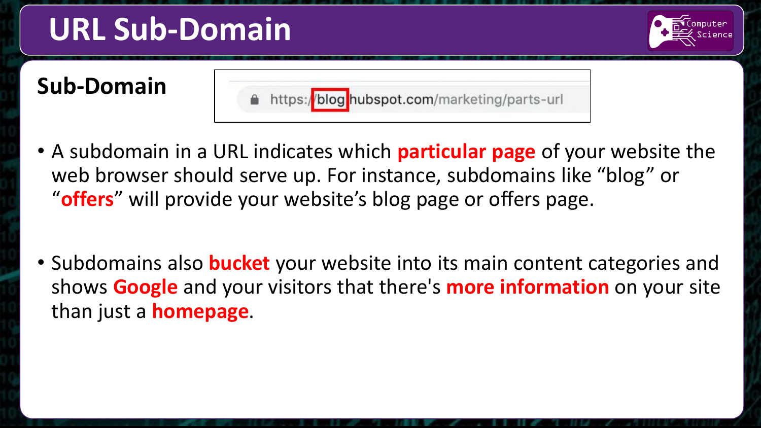# URL Sub-Domain

## Sub-Domain

https://blog.hubspot.com/marketing/parts-url

- A subdomain in a URL indicates which **particular page** of your website the web browser should serve up. For instance, subdomains like “blog” or “**offers**” will provide your website’s blog page or offers page.

- Subdomains also **bucket** your website into its main content categories and shows **Google** and your visitors that there's **more information** on your site than just a **homepage**.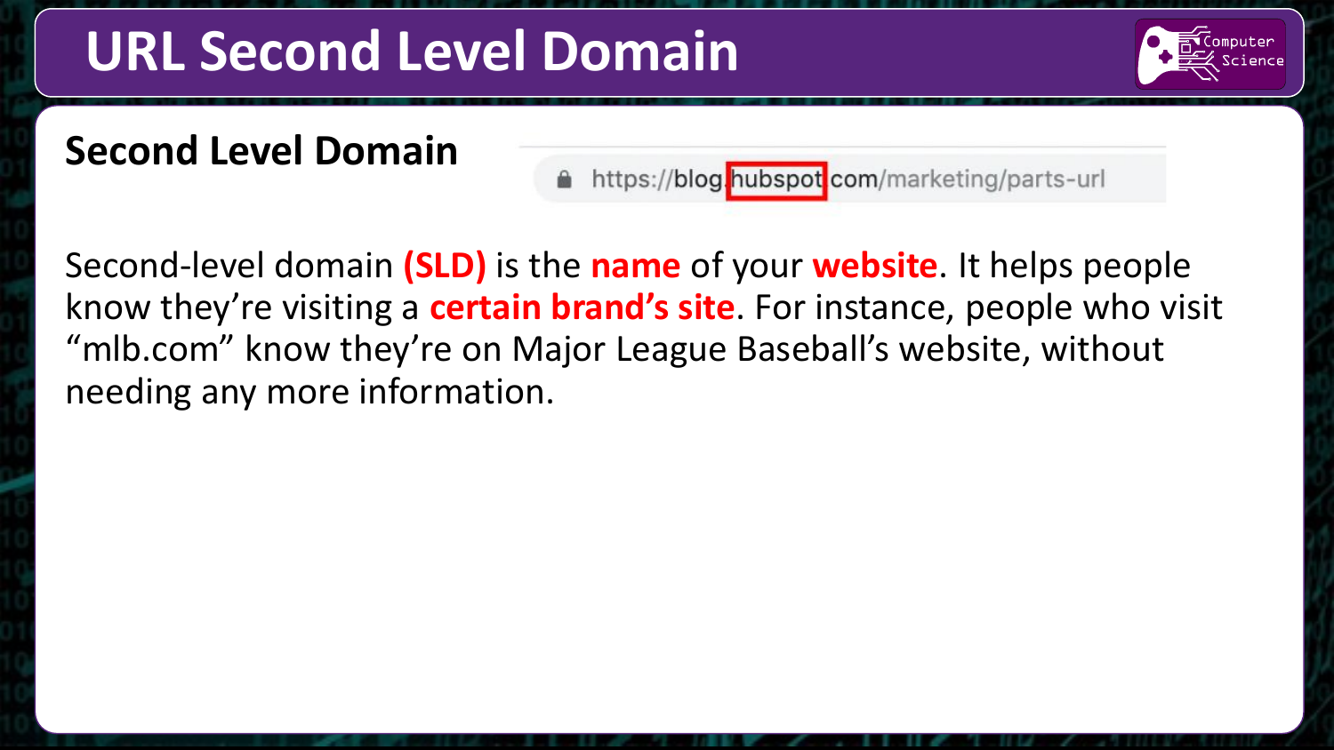# URL Second Level Domain

## Second Level Domain

https://blog.hubspot.com/marketing/parts-url

Second-level domain **(SLD)** is the **name** of your **website**. It helps people know they're visiting a **certain brand's site**. For instance, people who visit "mlb.com" know they're on Major League Baseball's website, without needing any more information.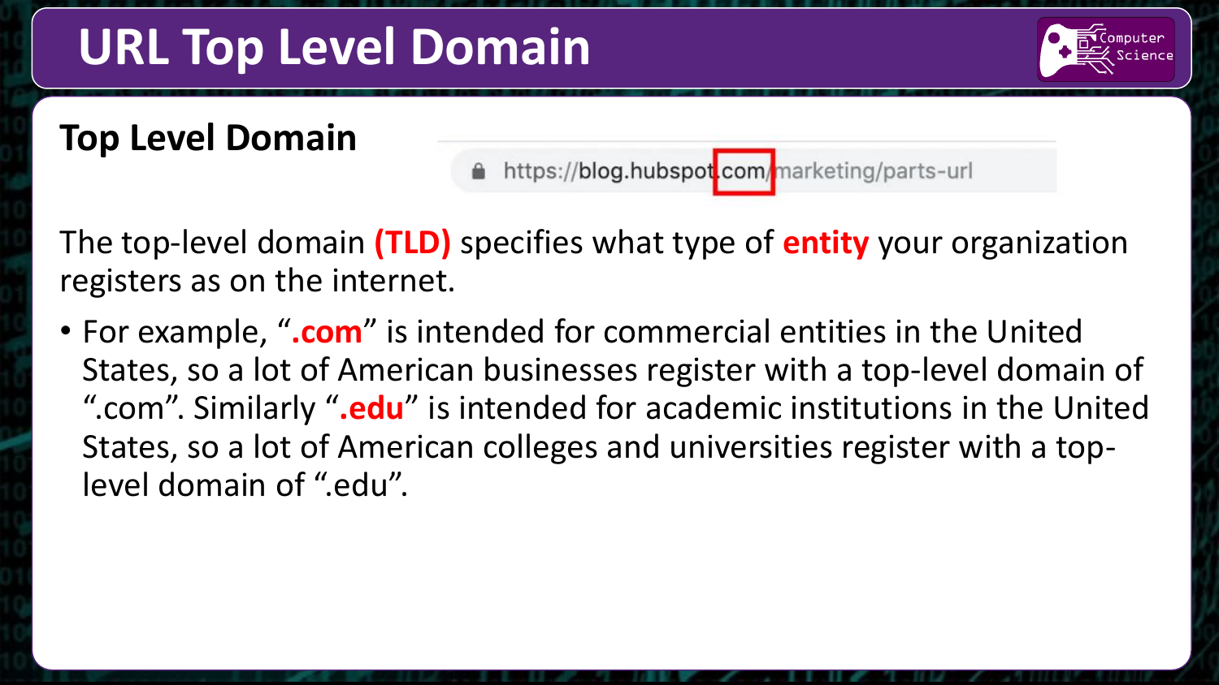# URL Top Level Domain

## Top Level Domain

https://blog.hubspot.com/marketing/parts-url

The top-level domain **(TLD)** specifies what type of **entity** your organization registers as on the internet.

- For example, "**.com**" is intended for commercial entities in the United States, so a lot of American businesses register with a top-level domain of ".com". Similarly "**.edu**" is intended for academic institutions in the United States, so a lot of American colleges and universities register with a top-level domain of ".edu".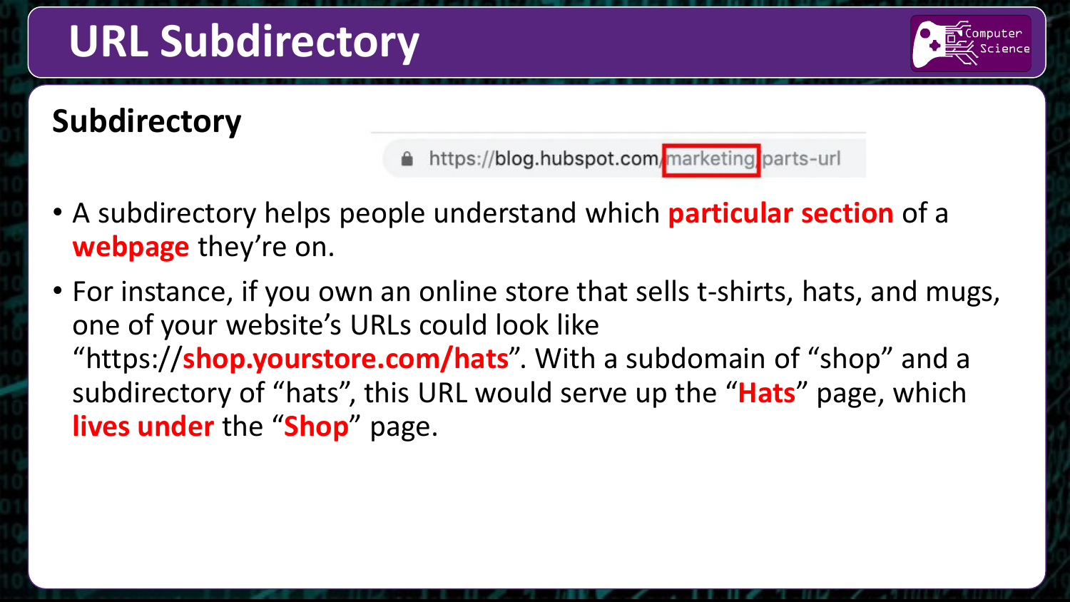# URL Subdirectory

## Subdirectory

https://blog.hubspot.com/marketing/parts-url

- A subdirectory helps people understand which **particular section** of a **webpage** they're on.
- For instance, if you own an online store that sells t-shirts, hats, and mugs, one of your website's URLs could look like "https://**shop.yourstore.com/hats**". With a subdomain of "shop" and a subdirectory of "hats", this URL would serve up the "**Hats**" page, which **lives under** the "**Shop**" page.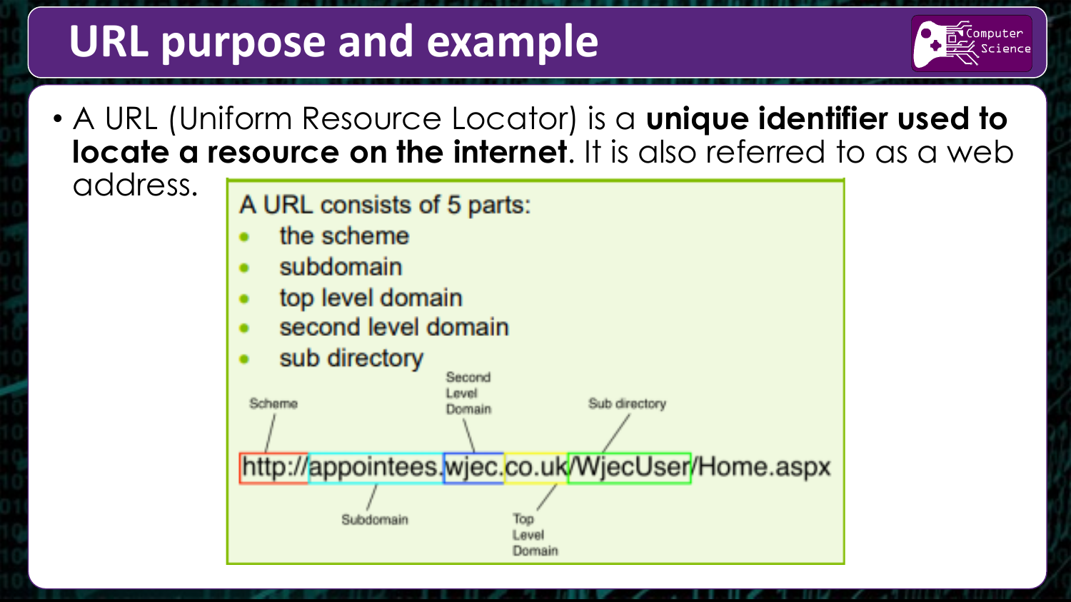# URL purpose and example

- A URL (Uniform Resource Locator) is a **unique identifier used to locate a resource on the internet**. It is also referred to as a web address.

A URL consists of 5 parts:

- the scheme
- subdomain
- top level domain
- second level domain
- sub directory

Scheme

Second Level Domain

Sub directory

http://appointees.wjec.co.uk/WjecUser/Home.aspx

Subdomain

Top Level Domain